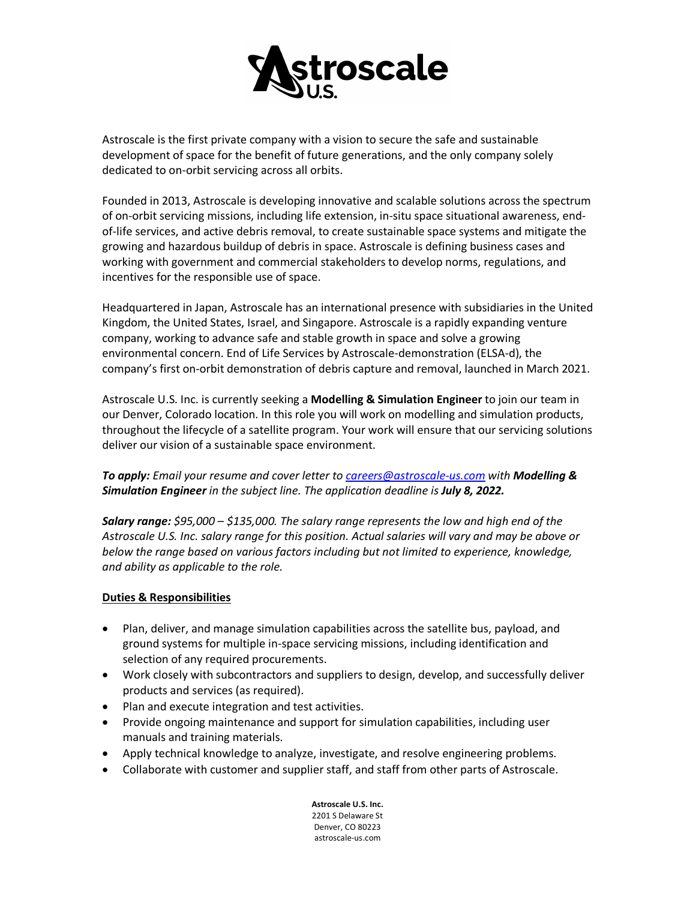Astroscale is the first private company with a vision to secure the safe and sustainable development of space for the benefit of future generations, and the only company solely dedicated to on-orbit servicing across all orbits.

Founded in 2013, Astroscale is developing innovative and scalable solutions across the spectrum of on-orbit servicing missions, including life extension, in-situ space situational awareness, end-of-life services, and active debris removal, to create sustainable space systems and mitigate the growing and hazardous buildup of debris in space. Astroscale is defining business cases and working with government and commercial stakeholders to develop norms, regulations, and incentives for the responsible use of space.

Headquartered in Japan, Astroscale has an international presence with subsidiaries in the United Kingdom, the United States, Israel, and Singapore. Astroscale is a rapidly expanding venture company, working to advance safe and stable growth in space and solve a growing environmental concern. End of Life Services by Astroscale-demonstration (ELSA-d), the company's first on-orbit demonstration of debris capture and removal, launched in March 2021.

Astroscale U.S. Inc. is currently seeking a **Modelling & Simulation Engineer** to join our team in our Denver, Colorado location. In this role you will work on modelling and simulation products, throughout the lifecycle of a satellite program. Your work will ensure that our servicing solutions deliver our vision of a sustainable space environment.

***To apply:*** *Email your resume and cover letter to [careers@astroscale-us.com](mailto:careers@astroscale-us.com) with* ***Modelling & Simulation Engineer*** *in the subject line. The application deadline is* ***July 8, 2022.***

***Salary range:*** *$95,000 – $135,000. The salary range represents the low and high end of the Astroscale U.S. Inc. salary range for this position. Actual salaries will vary and may be above or below the range based on various factors including but not limited to experience, knowledge, and ability as applicable to the role.*

## Duties & Responsibilities

- Plan, deliver, and manage simulation capabilities across the satellite bus, payload, and ground systems for multiple in-space servicing missions, including identification and selection of any required procurements.
- Work closely with subcontractors and suppliers to design, develop, and successfully deliver products and services (as required).
- Plan and execute integration and test activities.
- Provide ongoing maintenance and support for simulation capabilities, including user manuals and training materials.
- Apply technical knowledge to analyze, investigate, and resolve engineering problems.
- Collaborate with customer and supplier staff, and staff from other parts of Astroscale.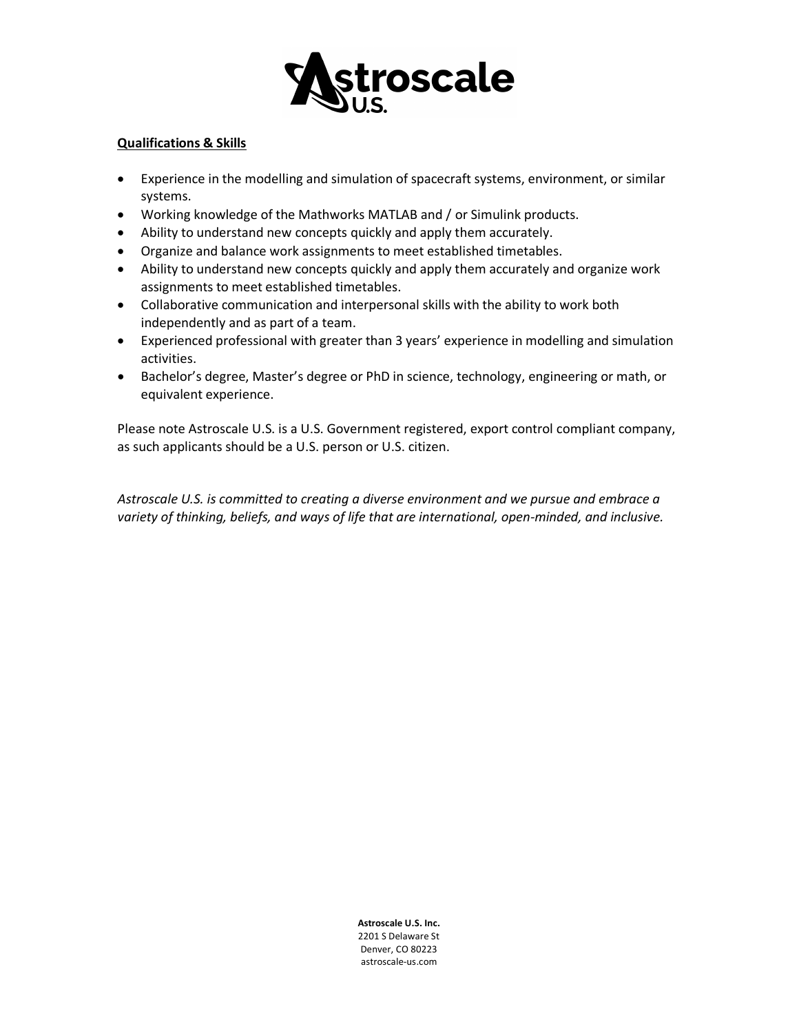**Qualifications & Skills**

- Experience in the modelling and simulation of spacecraft systems, environment, or similar systems.
- Working knowledge of the Mathworks MATLAB and / or Simulink products.
- Ability to understand new concepts quickly and apply them accurately.
- Organize and balance work assignments to meet established timetables.
- Ability to understand new concepts quickly and apply them accurately and organize work assignments to meet established timetables.
- Collaborative communication and interpersonal skills with the ability to work both independently and as part of a team.
- Experienced professional with greater than 3 years' experience in modelling and simulation activities.
- Bachelor's degree, Master's degree or PhD in science, technology, engineering or math, or equivalent experience.

Please note Astroscale U.S. is a U.S. Government registered, export control compliant company, as such applicants should be a U.S. person or U.S. citizen.

*Astroscale U.S. is committed to creating a diverse environment and we pursue and embrace a variety of thinking, beliefs, and ways of life that are international, open-minded, and inclusive.*

**Astroscale U.S. Inc.**
2201 S Delaware St
Denver, CO 80223
astroscale-us.com